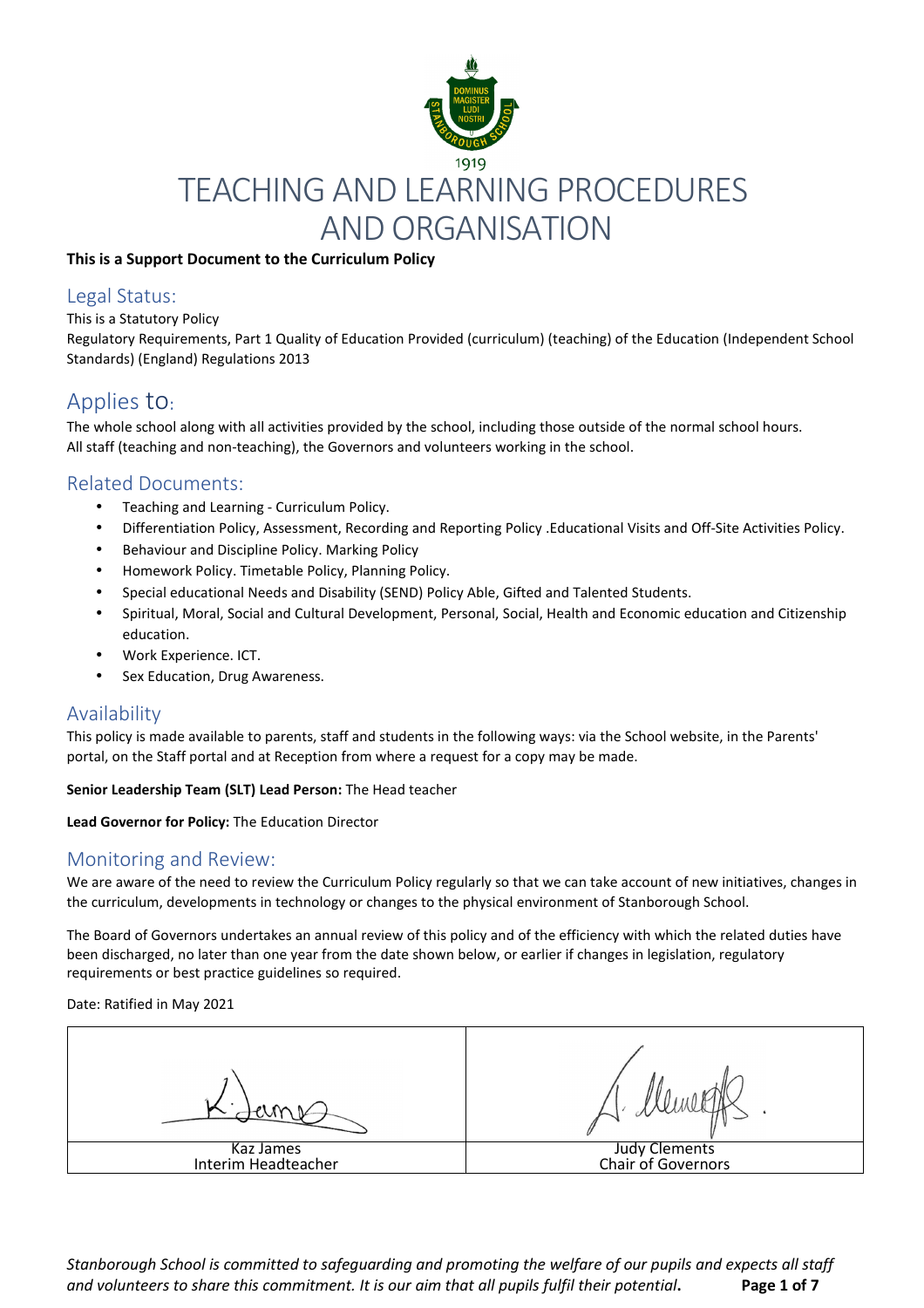# TEACHING AND LEARNING PROCEDURES AND ORGANISATION

**This is a Support Document to the Curriculum Policy**

## Legal Status:

This is a Statutory Policy

Regulatory Requirements, Part 1 Quality of Education Provided (curriculum) (teaching) of the Education (Independent School Standards) (England) Regulations 2013

## Applies to:

The whole school along with all activities provided by the school, including those outside of the normal school hours.
All staff (teaching and non-teaching), the Governors and volunteers working in the school.

## Related Documents:

- Teaching and Learning - Curriculum Policy.
- Differentiation Policy, Assessment, Recording and Reporting Policy .Educational Visits and Off-Site Activities Policy.
- Behaviour and Discipline Policy. Marking Policy
- Homework Policy. Timetable Policy, Planning Policy.
- Special educational Needs and Disability (SEND) Policy Able, Gifted and Talented Students.
- Spiritual, Moral, Social and Cultural Development, Personal, Social, Health and Economic education and Citizenship education.
- Work Experience. ICT.
- Sex Education, Drug Awareness.

## Availability

This policy is made available to parents, staff and students in the following ways: via the School website, in the Parents' portal, on the Staff portal and at Reception from where a request for a copy may be made.

**Senior Leadership Team (SLT) Lead Person:** The Head teacher

**Lead Governor for Policy:** The Education Director

## Monitoring and Review:

We are aware of the need to review the Curriculum Policy regularly so that we can take account of new initiatives, changes in the curriculum, developments in technology or changes to the physical environment of Stanborough School.

The Board of Governors undertakes an annual review of this policy and of the efficiency with which the related duties have been discharged, no later than one year from the date shown below, or earlier if changes in legislation, regulatory requirements or best practice guidelines so required.

Date: Ratified in May 2021

| | |
|---|---|
| Kaz James<br>Interim Headteacher | Judy Clements<br>Chair of Governors |

*Stanborough School is committed to safeguarding and promoting the welfare of our pupils and expects all staff and volunteers to share this commitment. It is our aim that all pupils fulfil their potential.*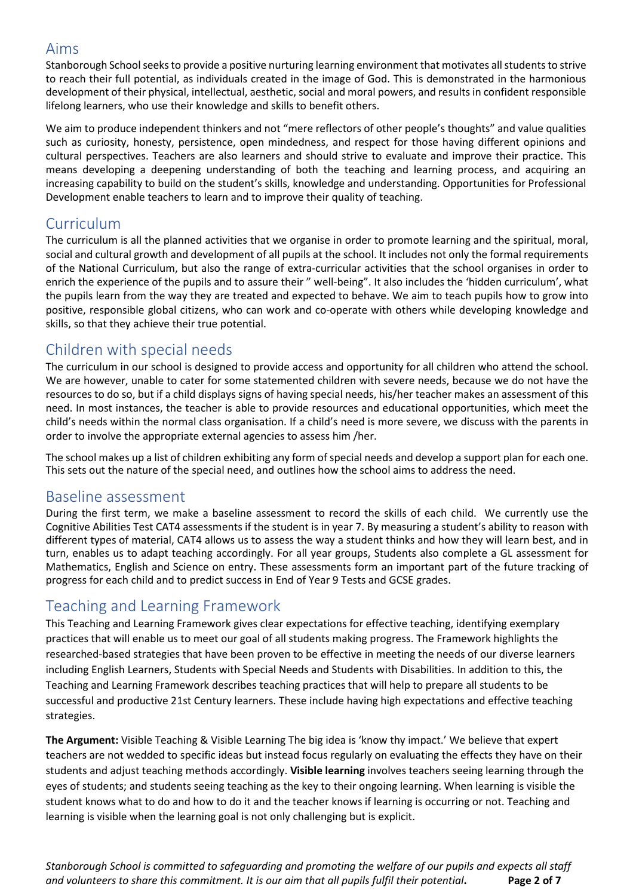## Aims

Stanborough School seeks to provide a positive nurturing learning environment that motivates all students to strive to reach their full potential, as individuals created in the image of God. This is demonstrated in the harmonious development of their physical, intellectual, aesthetic, social and moral powers, and results in confident responsible lifelong learners, who use their knowledge and skills to benefit others.

We aim to produce independent thinkers and not "mere reflectors of other people's thoughts" and value qualities such as curiosity, honesty, persistence, open mindedness, and respect for those having different opinions and cultural perspectives. Teachers are also learners and should strive to evaluate and improve their practice. This means developing a deepening understanding of both the teaching and learning process, and acquiring an increasing capability to build on the student's skills, knowledge and understanding. Opportunities for Professional Development enable teachers to learn and to improve their quality of teaching.

## Curriculum

The curriculum is all the planned activities that we organise in order to promote learning and the spiritual, moral, social and cultural growth and development of all pupils at the school. It includes not only the formal requirements of the National Curriculum, but also the range of extra-curricular activities that the school organises in order to enrich the experience of the pupils and to assure their " well-being". It also includes the 'hidden curriculum', what the pupils learn from the way they are treated and expected to behave. We aim to teach pupils how to grow into positive, responsible global citizens, who can work and co-operate with others while developing knowledge and skills, so that they achieve their true potential.

## Children with special needs

The curriculum in our school is designed to provide access and opportunity for all children who attend the school. We are however, unable to cater for some statemented children with severe needs, because we do not have the resources to do so, but if a child displays signs of having special needs, his/her teacher makes an assessment of this need. In most instances, the teacher is able to provide resources and educational opportunities, which meet the child's needs within the normal class organisation. If a child's need is more severe, we discuss with the parents in order to involve the appropriate external agencies to assess him /her.

The school makes up a list of children exhibiting any form of special needs and develop a support plan for each one. This sets out the nature of the special need, and outlines how the school aims to address the need.

## Baseline assessment

During the first term, we make a baseline assessment to record the skills of each child. We currently use the Cognitive Abilities Test CAT4 assessments if the student is in year 7. By measuring a student's ability to reason with different types of material, CAT4 allows us to assess the way a student thinks and how they will learn best, and in turn, enables us to adapt teaching accordingly. For all year groups, Students also complete a GL assessment for Mathematics, English and Science on entry. These assessments form an important part of the future tracking of progress for each child and to predict success in End of Year 9 Tests and GCSE grades.

## Teaching and Learning Framework

This Teaching and Learning Framework gives clear expectations for effective teaching, identifying exemplary practices that will enable us to meet our goal of all students making progress. The Framework highlights the researched-based strategies that have been proven to be effective in meeting the needs of our diverse learners including English Learners, Students with Special Needs and Students with Disabilities. In addition to this, the Teaching and Learning Framework describes teaching practices that will help to prepare all students to be successful and productive 21st Century learners. These include having high expectations and effective teaching strategies.

**The Argument:** Visible Teaching & Visible Learning The big idea is 'know thy impact.' We believe that expert teachers are not wedded to specific ideas but instead focus regularly on evaluating the effects they have on their students and adjust teaching methods accordingly. **Visible learning** involves teachers seeing learning through the eyes of students; and students seeing teaching as the key to their ongoing learning. When learning is visible the student knows what to do and how to do it and the teacher knows if learning is occurring or not. Teaching and learning is visible when the learning goal is not only challenging but is explicit.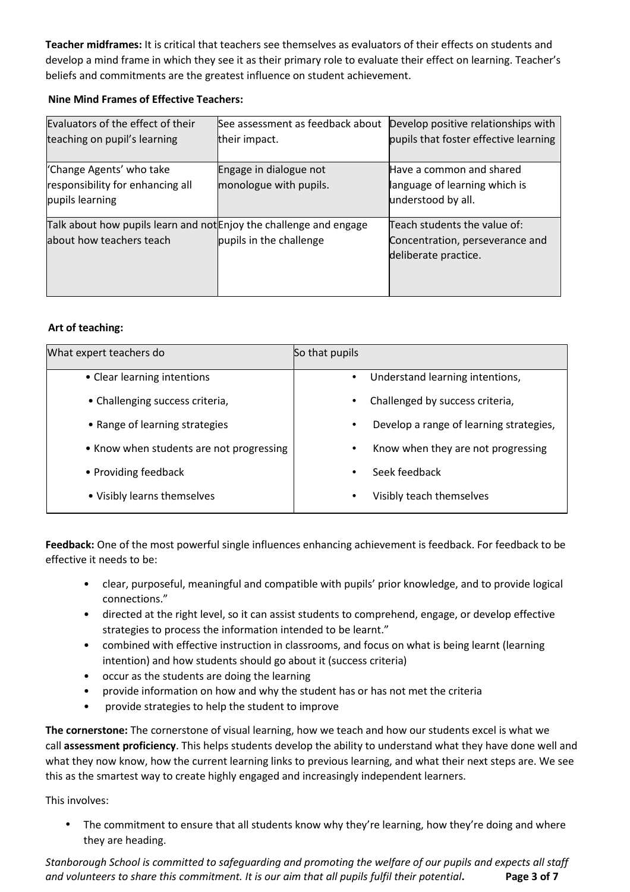**Teacher midframes:** It is critical that teachers see themselves as evaluators of their effects on students and develop a mind frame in which they see it as their primary role to evaluate their effect on learning. Teacher's beliefs and commitments are the greatest influence on student achievement.

**Nine Mind Frames of Effective Teachers:**

| | | |
|---|---|---|
| Evaluators of the effect of their teaching on pupil's learning | See assessment as feedback about their impact. | Develop positive relationships with pupils that foster effective learning |
| 'Change Agents' who take responsibility for enhancing all pupils learning | Engage in dialogue not monologue with pupils. | Have a common and shared language of learning which is understood by all. |
| Talk about how pupils learn and not about how teachers teach | Enjoy the challenge and engage pupils in the challenge | Teach students the value of: Concentration, perseverance and deliberate practice. |

**Art of teaching:**

| What expert teachers do | So that pupils |
|---|---|
| • Clear learning intentions | • Understand learning intentions, |
| • Challenging success criteria, | • Challenged by success criteria, |
| • Range of learning strategies | • Develop a range of learning strategies, |
| • Know when students are not progressing | • Know when they are not progressing |
| • Providing feedback | • Seek feedback |
| • Visibly learns themselves | • Visibly teach themselves |

**Feedback:** One of the most powerful single influences enhancing achievement is feedback. For feedback to be effective it needs to be:

- clear, purposeful, meaningful and compatible with pupils' prior knowledge, and to provide logical connections."
- directed at the right level, so it can assist students to comprehend, engage, or develop effective strategies to process the information intended to be learnt."
- combined with effective instruction in classrooms, and focus on what is being learnt (learning intention) and how students should go about it (success criteria)
- occur as the students are doing the learning
- provide information on how and why the student has or has not met the criteria
- provide strategies to help the student to improve

**The cornerstone:** The cornerstone of visual learning, how we teach and how our students excel is what we call **assessment proficiency**. This helps students develop the ability to understand what they have done well and what they now know, how the current learning links to previous learning, and what their next steps are. We see this as the smartest way to create highly engaged and increasingly independent learners.

This involves:

- The commitment to ensure that all students know why they're learning, how they're doing and where they are heading.

*Stanborough School is committed to safeguarding and promoting the welfare of our pupils and expects all staff and volunteers to share this commitment. It is our aim that all pupils fulfil their potential.*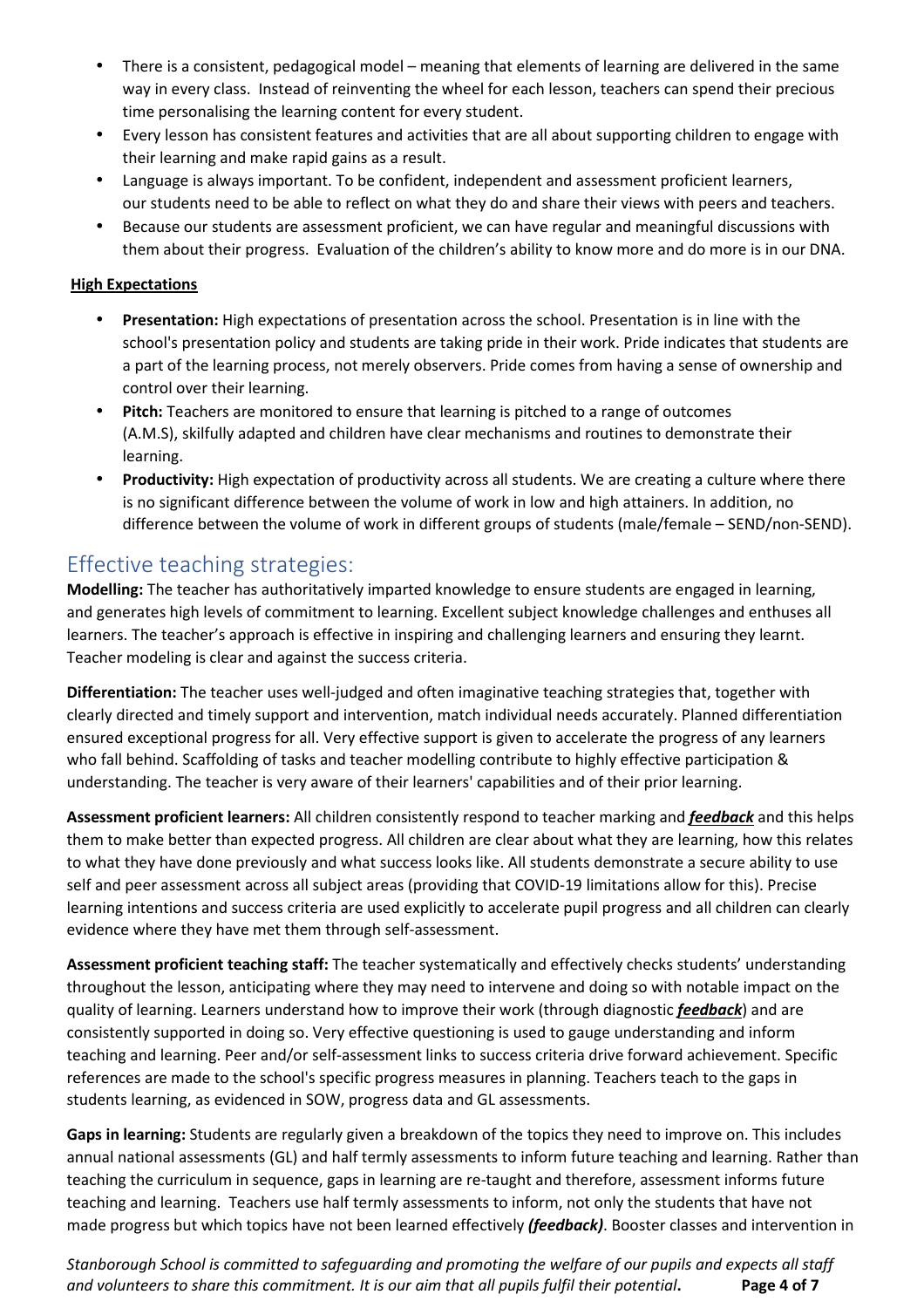- There is a consistent, pedagogical model – meaning that elements of learning are delivered in the same way in every class. Instead of reinventing the wheel for each lesson, teachers can spend their precious time personalising the learning content for every student.
- Every lesson has consistent features and activities that are all about supporting children to engage with their learning and make rapid gains as a result.
- Language is always important. To be confident, independent and assessment proficient learners, our students need to be able to reflect on what they do and share their views with peers and teachers.
- Because our students are assessment proficient, we can have regular and meaningful discussions with them about their progress. Evaluation of the children's ability to know more and do more is in our DNA.

**High Expectations**

- **Presentation:** High expectations of presentation across the school. Presentation is in line with the school's presentation policy and students are taking pride in their work. Pride indicates that students are a part of the learning process, not merely observers. Pride comes from having a sense of ownership and control over their learning.
- **Pitch:** Teachers are monitored to ensure that learning is pitched to a range of outcomes (A.M.S), skilfully adapted and children have clear mechanisms and routines to demonstrate their learning.
- **Productivity:** High expectation of productivity across all students. We are creating a culture where there is no significant difference between the volume of work in low and high attainers. In addition, no difference between the volume of work in different groups of students (male/female – SEND/non-SEND).

## Effective teaching strategies:

**Modelling:** The teacher has authoritatively imparted knowledge to ensure students are engaged in learning, and generates high levels of commitment to learning. Excellent subject knowledge challenges and enthuses all learners. The teacher's approach is effective in inspiring and challenging learners and ensuring they learnt. Teacher modeling is clear and against the success criteria.

**Differentiation:** The teacher uses well-judged and often imaginative teaching strategies that, together with clearly directed and timely support and intervention, match individual needs accurately. Planned differentiation ensured exceptional progress for all. Very effective support is given to accelerate the progress of any learners who fall behind. Scaffolding of tasks and teacher modelling contribute to highly effective participation & understanding. The teacher is very aware of their learners' capabilities and of their prior learning.

**Assessment proficient learners:** All children consistently respond to teacher marking and ***feedback*** and this helps them to make better than expected progress. All children are clear about what they are learning, how this relates to what they have done previously and what success looks like. All students demonstrate a secure ability to use self and peer assessment across all subject areas (providing that COVID-19 limitations allow for this). Precise learning intentions and success criteria are used explicitly to accelerate pupil progress and all children can clearly evidence where they have met them through self-assessment.

**Assessment proficient teaching staff:** The teacher systematically and effectively checks students' understanding throughout the lesson, anticipating where they may need to intervene and doing so with notable impact on the quality of learning. Learners understand how to improve their work (through diagnostic ***feedback***) and are consistently supported in doing so. Very effective questioning is used to gauge understanding and inform teaching and learning. Peer and/or self-assessment links to success criteria drive forward achievement. Specific references are made to the school's specific progress measures in planning. Teachers teach to the gaps in students learning, as evidenced in SOW, progress data and GL assessments.

**Gaps in learning:** Students are regularly given a breakdown of the topics they need to improve on. This includes annual national assessments (GL) and half termly assessments to inform future teaching and learning. Rather than teaching the curriculum in sequence, gaps in learning are re-taught and therefore, assessment informs future teaching and learning. Teachers use half termly assessments to inform, not only the students that have not made progress but which topics have not been learned effectively ***(feedback)***. Booster classes and intervention in

*Stanborough School is committed to safeguarding and promoting the welfare of our pupils and expects all staff and volunteers to share this commitment. It is our aim that all pupils fulfil their potential.*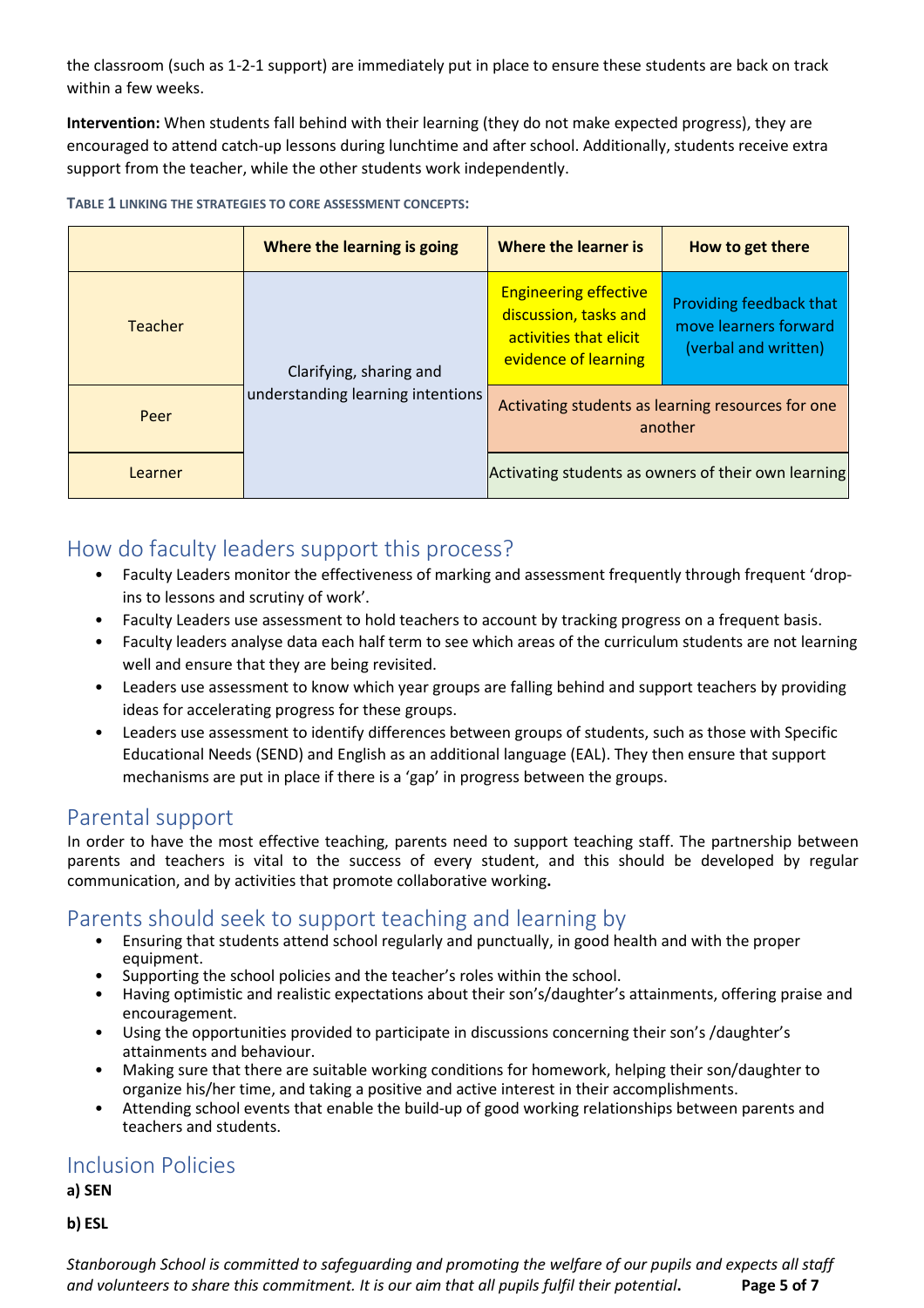the classroom (such as 1-2-1 support) are immediately put in place to ensure these students are back on track within a few weeks.

**Intervention:** When students fall behind with their learning (they do not make expected progress), they are encouraged to attend catch-up lessons during lunchtime and after school. Additionally, students receive extra support from the teacher, while the other students work independently.

**TABLE 1 LINKING THE STRATEGIES TO CORE ASSESSMENT CONCEPTS:**

| | Where the learning is going | Where the learner is | How to get there |
|---|---|---|---|
| Teacher | Clarifying, sharing and understanding learning intentions | Engineering effective discussion, tasks and activities that elicit evidence of learning | Providing feedback that move learners forward (verbal and written) |
| Peer | | Activating students as learning resources for one another | |
| Learner | | Activating students as owners of their own learning | |

## How do faculty leaders support this process?

- Faculty Leaders monitor the effectiveness of marking and assessment frequently through frequent 'drop-ins to lessons and scrutiny of work'.
- Faculty Leaders use assessment to hold teachers to account by tracking progress on a frequent basis.
- Faculty leaders analyse data each half term to see which areas of the curriculum students are not learning well and ensure that they are being revisited.
- Leaders use assessment to know which year groups are falling behind and support teachers by providing ideas for accelerating progress for these groups.
- Leaders use assessment to identify differences between groups of students, such as those with Specific Educational Needs (SEND) and English as an additional language (EAL). They then ensure that support mechanisms are put in place if there is a 'gap' in progress between the groups.

## Parental support

In order to have the most effective teaching, parents need to support teaching staff. The partnership between parents and teachers is vital to the success of every student, and this should be developed by regular communication, and by activities that promote collaborative working.

## Parents should seek to support teaching and learning by

- Ensuring that students attend school regularly and punctually, in good health and with the proper equipment.
- Supporting the school policies and the teacher's roles within the school.
- Having optimistic and realistic expectations about their son's/daughter's attainments, offering praise and encouragement.
- Using the opportunities provided to participate in discussions concerning their son's /daughter's attainments and behaviour.
- Making sure that there are suitable working conditions for homework, helping their son/daughter to organize his/her time, and taking a positive and active interest in their accomplishments.
- Attending school events that enable the build-up of good working relationships between parents and teachers and students.

## Inclusion Policies

**a) SEN**

**b) ESL**

*Stanborough School is committed to safeguarding and promoting the welfare of our pupils and expects all staff and volunteers to share this commitment. It is our aim that all pupils fulfil their potential.*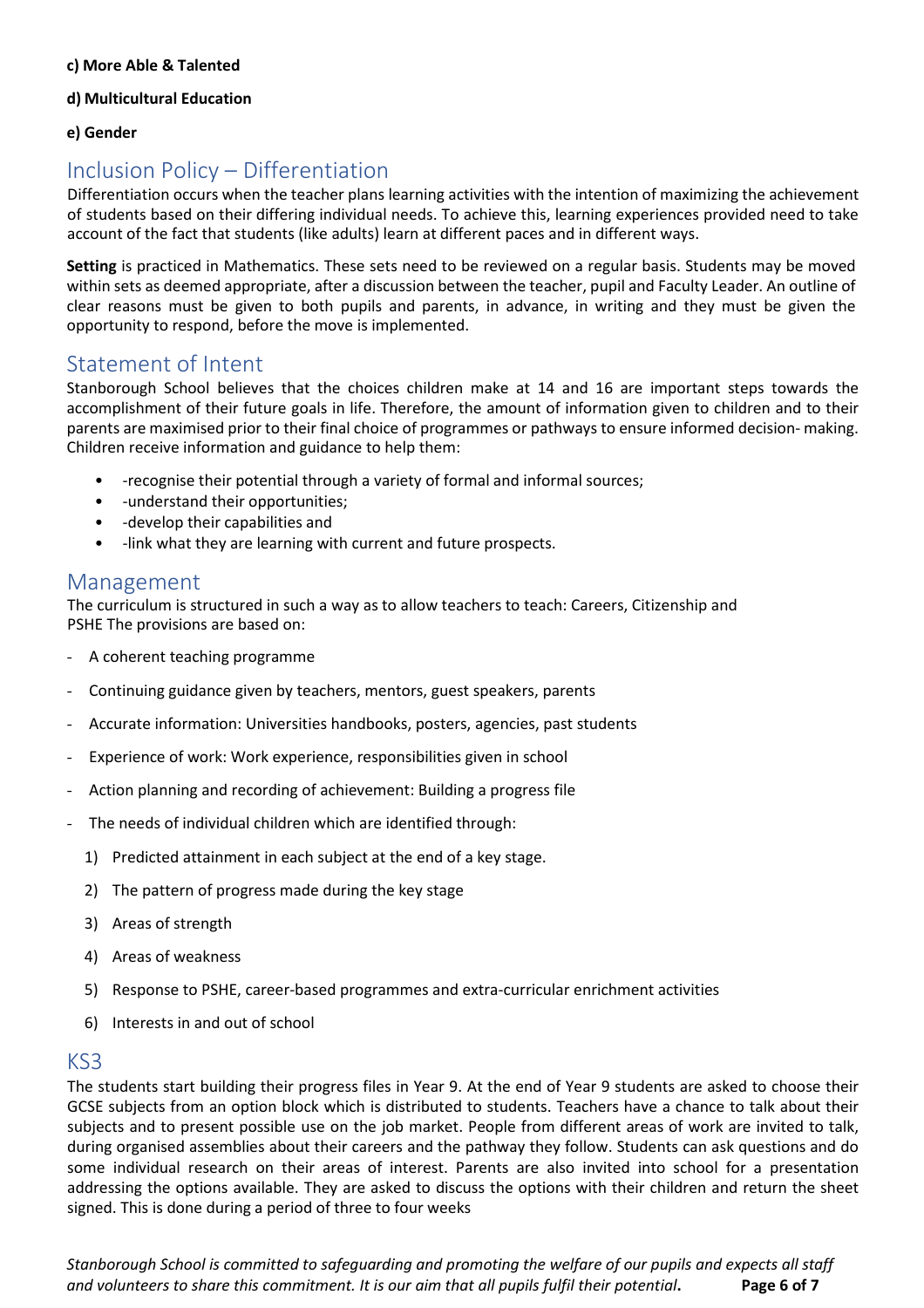**c) More Able & Talented**

**d) Multicultural Education**

**e) Gender**

## Inclusion Policy – Differentiation

Differentiation occurs when the teacher plans learning activities with the intention of maximizing the achievement of students based on their differing individual needs. To achieve this, learning experiences provided need to take account of the fact that students (like adults) learn at different paces and in different ways.

**Setting** is practiced in Mathematics. These sets need to be reviewed on a regular basis. Students may be moved within sets as deemed appropriate, after a discussion between the teacher, pupil and Faculty Leader. An outline of clear reasons must be given to both pupils and parents, in advance, in writing and they must be given the opportunity to respond, before the move is implemented.

## Statement of Intent

Stanborough School believes that the choices children make at 14 and 16 are important steps towards the accomplishment of their future goals in life. Therefore, the amount of information given to children and to their parents are maximised prior to their final choice of programmes or pathways to ensure informed decision- making. Children receive information and guidance to help them:

- -recognise their potential through a variety of formal and informal sources;
- -understand their opportunities;
- -develop their capabilities and
- -link what they are learning with current and future prospects.

## Management

The curriculum is structured in such a way as to allow teachers to teach: Careers, Citizenship and PSHE The provisions are based on:

- A coherent teaching programme
- Continuing guidance given by teachers, mentors, guest speakers, parents
- Accurate information: Universities handbooks, posters, agencies, past students
- Experience of work: Work experience, responsibilities given in school
- Action planning and recording of achievement: Building a progress file
- The needs of individual children which are identified through:
  1) Predicted attainment in each subject at the end of a key stage.
  2) The pattern of progress made during the key stage
  3) Areas of strength
  4) Areas of weakness
  5) Response to PSHE, career-based programmes and extra-curricular enrichment activities
  6) Interests in and out of school

## KS3

The students start building their progress files in Year 9. At the end of Year 9 students are asked to choose their GCSE subjects from an option block which is distributed to students. Teachers have a chance to talk about their subjects and to present possible use on the job market. People from different areas of work are invited to talk, during organised assemblies about their careers and the pathway they follow. Students can ask questions and do some individual research on their areas of interest. Parents are also invited into school for a presentation addressing the options available. They are asked to discuss the options with their children and return the sheet signed. This is done during a period of three to four weeks

*Stanborough School is committed to safeguarding and promoting the welfare of our pupils and expects all staff and volunteers to share this commitment. It is our aim that all pupils fulfil their potential*.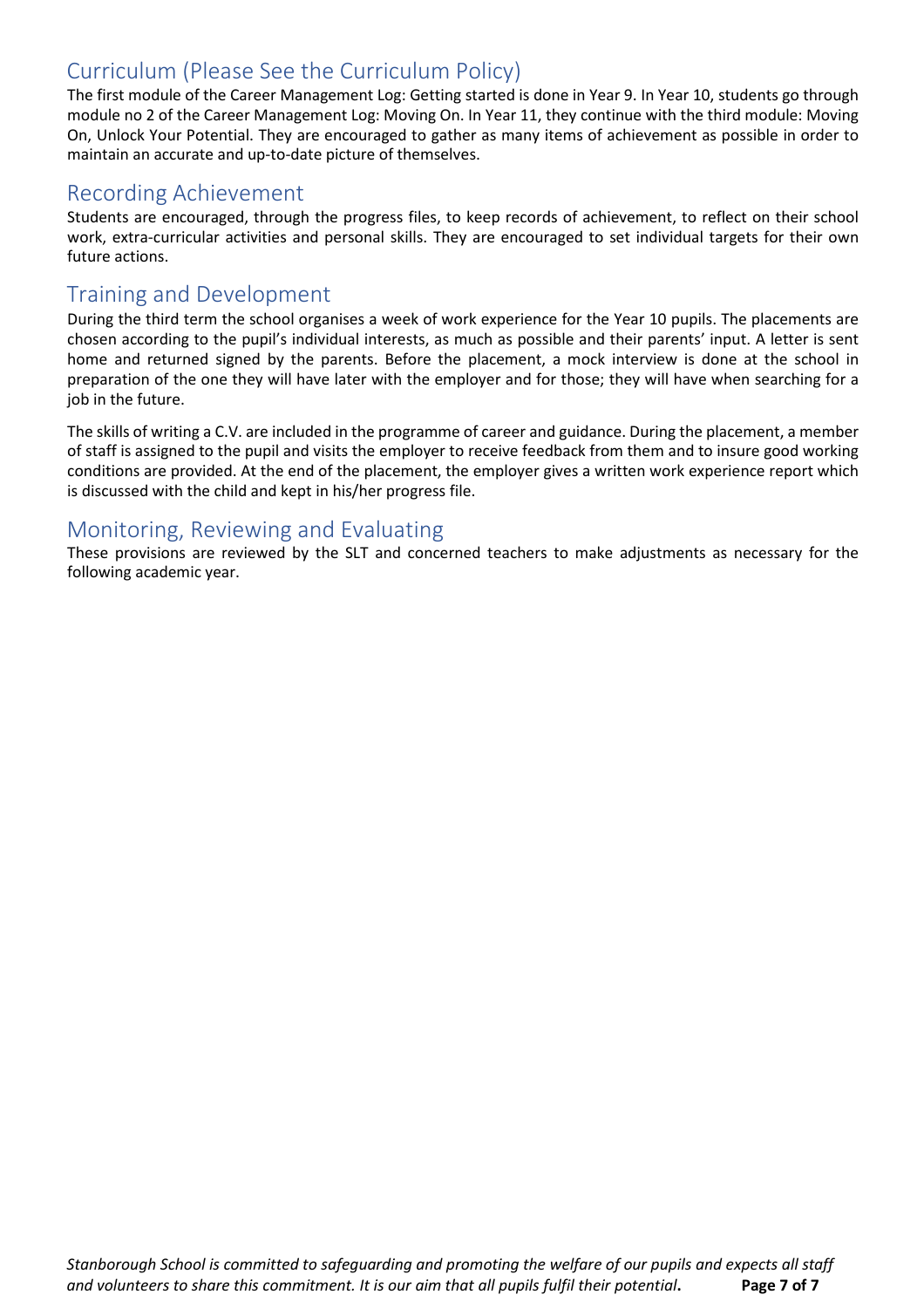## Curriculum (Please See the Curriculum Policy)

The first module of the Career Management Log: Getting started is done in Year 9. In Year 10, students go through module no 2 of the Career Management Log: Moving On. In Year 11, they continue with the third module: Moving On, Unlock Your Potential. They are encouraged to gather as many items of achievement as possible in order to maintain an accurate and up-to-date picture of themselves.

## Recording Achievement

Students are encouraged, through the progress files, to keep records of achievement, to reflect on their school work, extra-curricular activities and personal skills. They are encouraged to set individual targets for their own future actions.

## Training and Development

During the third term the school organises a week of work experience for the Year 10 pupils. The placements are chosen according to the pupil's individual interests, as much as possible and their parents' input. A letter is sent home and returned signed by the parents. Before the placement, a mock interview is done at the school in preparation of the one they will have later with the employer and for those; they will have when searching for a job in the future.

The skills of writing a C.V. are included in the programme of career and guidance. During the placement, a member of staff is assigned to the pupil and visits the employer to receive feedback from them and to insure good working conditions are provided. At the end of the placement, the employer gives a written work experience report which is discussed with the child and kept in his/her progress file.

## Monitoring, Reviewing and Evaluating

These provisions are reviewed by the SLT and concerned teachers to make adjustments as necessary for the following academic year.